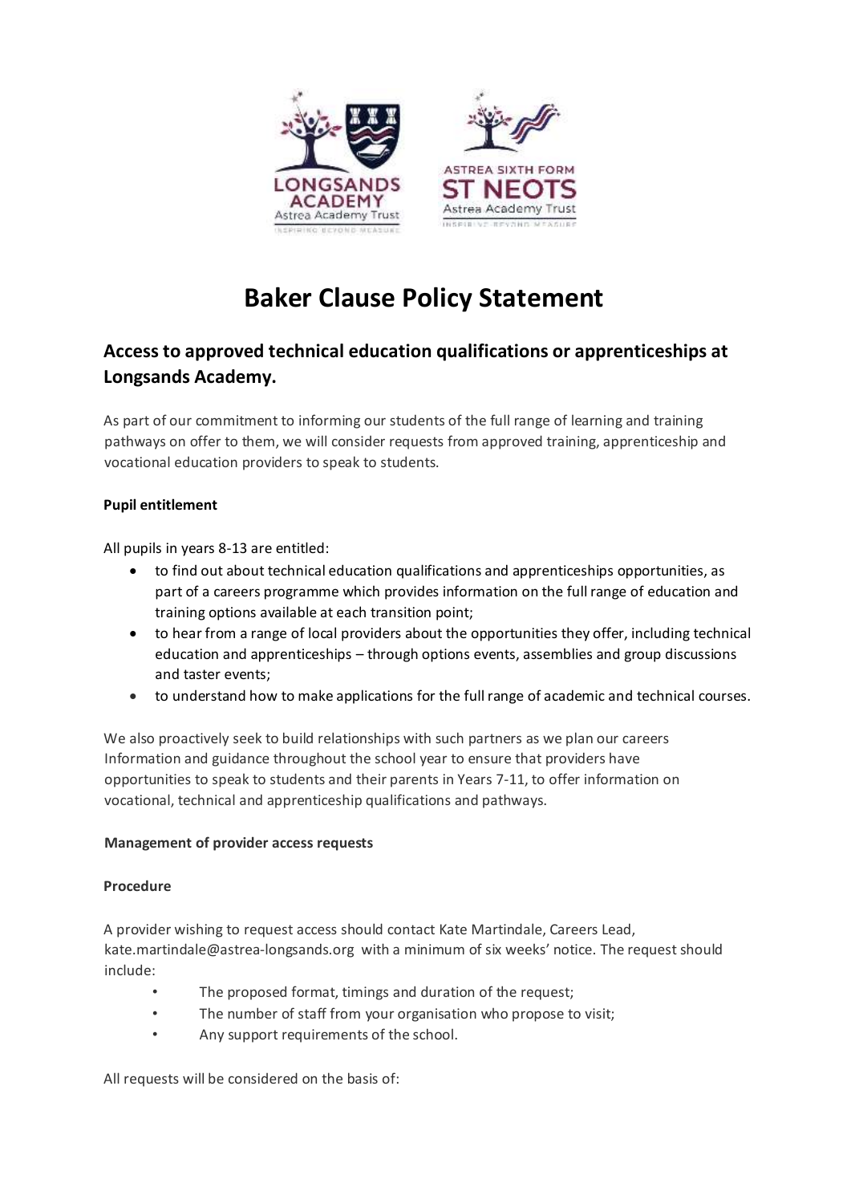# Baker Clause Policy Statement

## Access to approved technical education qualifications or apprenticeships at Longsands Academy.

As part of our commitment to informing our students of the full range of learning and training pathways on offer to them, we will consider requests from approved training, apprenticeship and vocational education providers to speak to students.

**Pupil entitlement**

All pupils in years 8-13 are entitled:

- to find out about technical education qualifications and apprenticeships opportunities, as part of a careers programme which provides information on the full range of education and training options available at each transition point;
- to hear from a range of local providers about the opportunities they offer, including technical education and apprenticeships – through options events, assemblies and group discussions and taster events;
- to understand how to make applications for the full range of academic and technical courses.

We also proactively seek to build relationships with such partners as we plan our careers Information and guidance throughout the school year to ensure that providers have opportunities to speak to students and their parents in Years 7-11, to offer information on vocational, technical and apprenticeship qualifications and pathways.

**Management of provider access requests**

**Procedure**

A provider wishing to request access should contact Kate Martindale, Careers Lead, kate.martindale@astrea-longsands.org with a minimum of six weeks' notice. The request should include:

- The proposed format, timings and duration of the request;
- The number of staff from your organisation who propose to visit;
- Any support requirements of the school.

All requests will be considered on the basis of: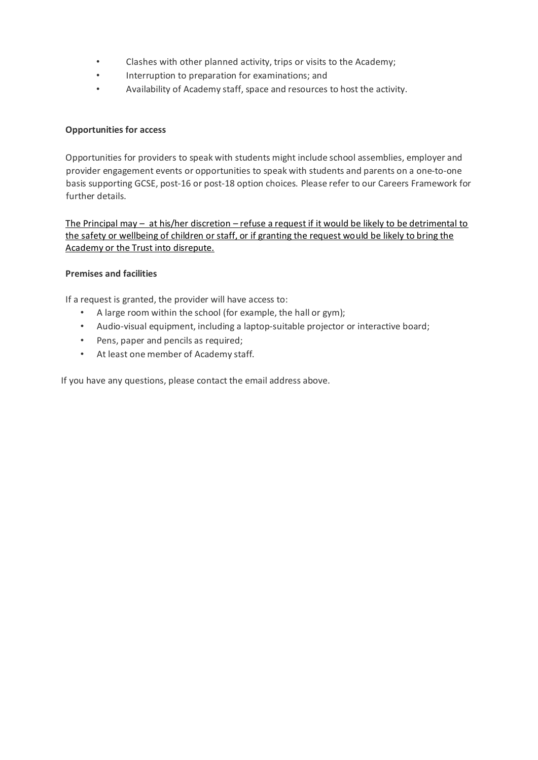- Clashes with other planned activity, trips or visits to the Academy;
- Interruption to preparation for examinations; and
- Availability of Academy staff, space and resources to host the activity.

**Opportunities for access**

Opportunities for providers to speak with students might include school assemblies, employer and provider engagement events or opportunities to speak with students and parents on a one-to-one basis supporting GCSE, post-16 or post-18 option choices. Please refer to our Careers Framework for further details.

<u>The Principal may – at his/her discretion – refuse a request if it would be likely to be detrimental to the safety or wellbeing of children or staff, or if granting the request would be likely to bring the Academy or the Trust into disrepute.</u>

**Premises and facilities**

If a request is granted, the provider will have access to:

- A large room within the school (for example, the hall or gym);
- Audio-visual equipment, including a laptop-suitable projector or interactive board;
- Pens, paper and pencils as required;
- At least one member of Academy staff.

If you have any questions, please contact the email address above.